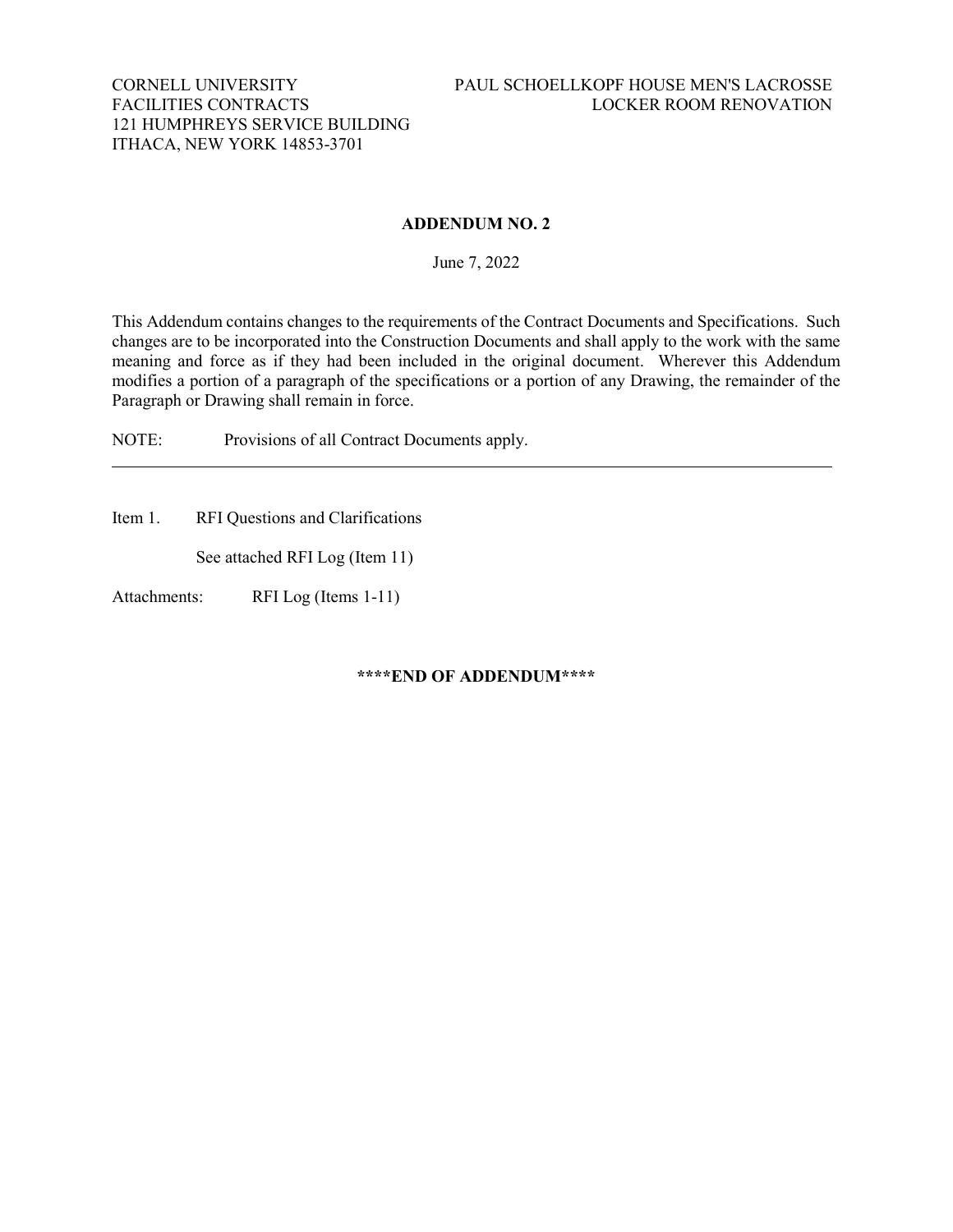CORNELL UNIVERSITY
FACILITIES CONTRACTS
121 HUMPHREYS SERVICE BUILDING
ITHACA, NEW YORK 14853-3701

PAUL SCHOELLKOPF HOUSE MEN'S LACROSSE
LOCKER ROOM RENOVATION

## ADDENDUM NO. 2

June 7, 2022

This Addendum contains changes to the requirements of the Contract Documents and Specifications. Such changes are to be incorporated into the Construction Documents and shall apply to the work with the same meaning and force as if they had been included in the original document. Wherever this Addendum modifies a portion of a paragraph of the specifications or a portion of any Drawing, the remainder of the Paragraph or Drawing shall remain in force.

NOTE: Provisions of all Contract Documents apply.

---

Item 1. RFI Questions and Clarifications

See attached RFI Log (Item 11)

Attachments: RFI Log (Items 1-11)

**\*\*\*\*END OF ADDENDUM\*\*\*\***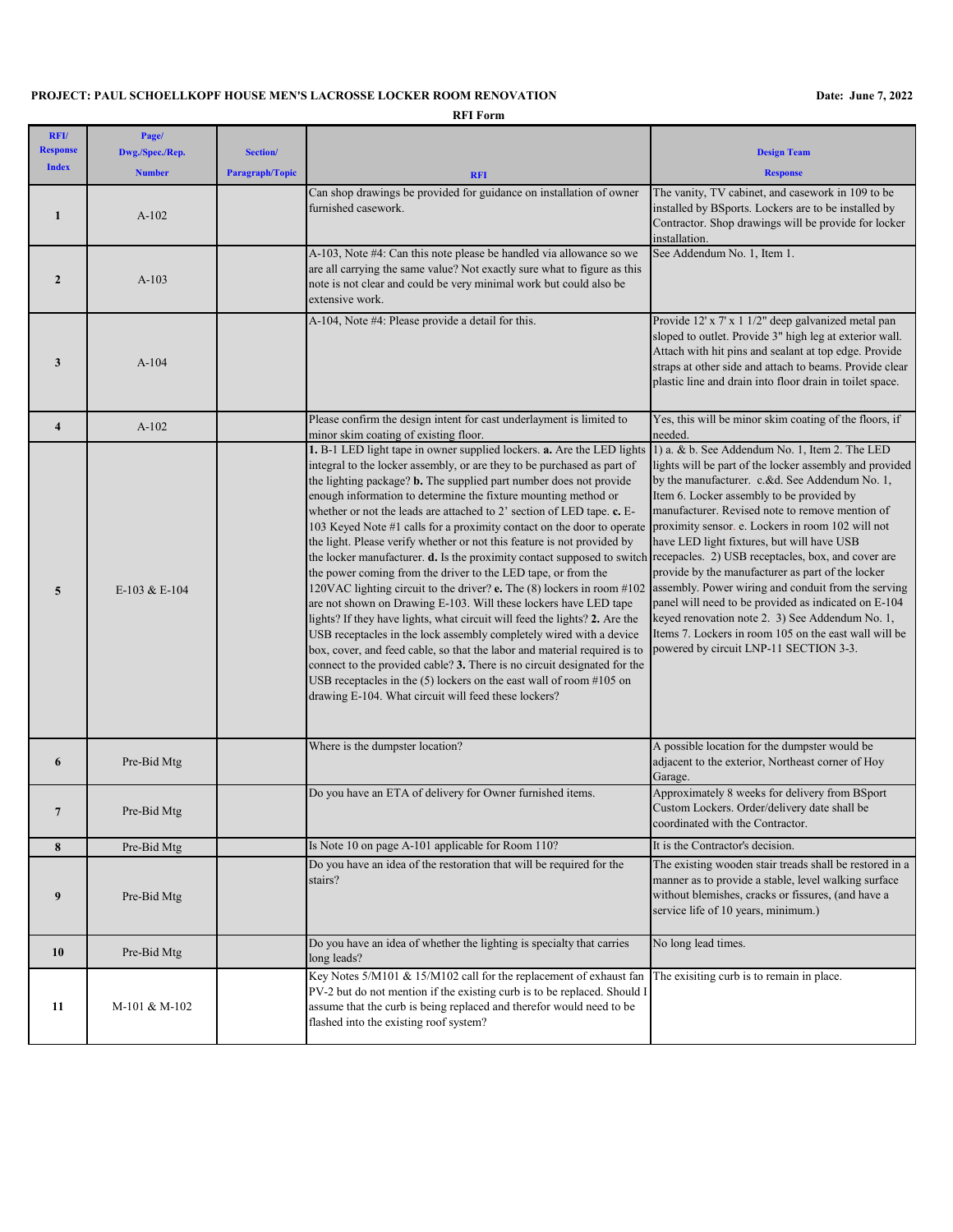**PROJECT: PAUL SCHOELLKOPF HOUSE MEN'S LACROSSE LOCKER ROOM RENOVATION** **Date: June 7, 2022**

**RFI Form**

| RFI/ Response Index | Page/ Dwg./Spec./Rep. Number | Section/ Paragraph/Topic | RFI | Design Team Response |
|---|---|---|---|---|
| 1 | A-102 | | Can shop drawings be provided for guidance on installation of owner furnished casework. | The vanity, TV cabinet, and casework in 109 to be installed by BSports. Lockers are to be installed by Contractor. Shop drawings will be provide for locker installation. |
| 2 | A-103 | | A-103, Note #4: Can this note please be handled via allowance so we are all carrying the same value? Not exactly sure what to figure as this note is not clear and could be very minimal work but could also be extensive work. | See Addendum No. 1, Item 1. |
| 3 | A-104 | | A-104, Note #4: Please provide a detail for this. | Provide 12' x 7' x 1 1/2" deep galvanized metal pan sloped to outlet. Provide 3" high leg at exterior wall. Attach with hit pins and sealant at top edge. Provide straps at other side and attach to beams. Provide clear plastic line and drain into floor drain in toilet space. |
| 4 | A-102 | | Please confirm the design intent for cast underlayment is limited to minor skim coating of existing floor. | Yes, this will be minor skim coating of the floors, if needed. |
| 5 | E-103 & E-104 | | **1.** B-1 LED light tape in owner supplied lockers. **a.** Are the LED lights integral to the locker assembly, or are they to be purchased as part of the lighting package? **b.** The supplied part number does not provide enough information to determine the fixture mounting method or whether or not the leads are attached to 2' section of LED tape. **c.** E-103 Keyed Note #1 calls for a proximity contact on the door to operate the light. Please verify whether or not this feature is not provided by the locker manufacturer. **d.** Is the proximity contact supposed to switch the power coming from the driver to the LED tape, or from the 120VAC lighting circuit to the driver? **e.** The (8) lockers in room #102 are not shown on Drawing E-103. Will these lockers have LED tape lights? If they have lights, what circuit will feed the lights? **2.** Are the USB receptacles in the lock assembly completely wired with a device box, cover, and feed cable, so that the labor and material required is to connect to the provided cable? **3.** There is no circuit designated for the USB receptacles in the (5) lockers on the east wall of room #105 on drawing E-104. What circuit will feed these lockers? | 1) a. & b. See Addendum No. 1, Item 2. The LED lights will be part of the locker assembly and provided by the manufacturer. c.&d. See Addendum No. 1, Item 6. Locker assembly to be provided by manufacturer. Revised note to remove mention of proximity sensor. e. Lockers in room 102 will not have LED light fixtures, but will have USB recepacles. 2) USB receptacles, box, and cover are provide by the manufacturer as part of the locker assembly. Power wiring and conduit from the serving panel will need to be provided as indicated on E-104 keyed renovation note 2. 3) See Addendum No. 1, Items 7. Lockers in room 105 on the east wall will be powered by circuit LNP-11 SECTION 3-3. |
| 6 | Pre-Bid Mtg | | Where is the dumpster location? | A possible location for the dumpster would be adjacent to the exterior, Northeast corner of Hoy Garage. |
| 7 | Pre-Bid Mtg | | Do you have an ETA of delivery for Owner furnished items. | Approximately 8 weeks for delivery from BSport Custom Lockers. Order/delivery date shall be coordinated with the Contractor. |
| 8 | Pre-Bid Mtg | | Is Note 10 on page A-101 applicable for Room 110? | It is the Contractor's decision. |
| 9 | Pre-Bid Mtg | | Do you have an idea of the restoration that will be required for the stairs? | The existing wooden stair treads shall be restored in a manner as to provide a stable, level walking surface without blemishes, cracks or fissures, (and have a service life of 10 years, minimum.) |
| 10 | Pre-Bid Mtg | | Do you have an idea of whether the lighting is specialty that carries long leads? | No long lead times. |
| 11 | M-101 & M-102 | | Key Notes 5/M101 & 15/M102 call for the replacement of exhaust fan PV-2 but do not mention if the existing curb is to be replaced. Should I assume that the curb is being replaced and therefor would need to be flashed into the existing roof system? | The exisiting curb is to remain in place. |